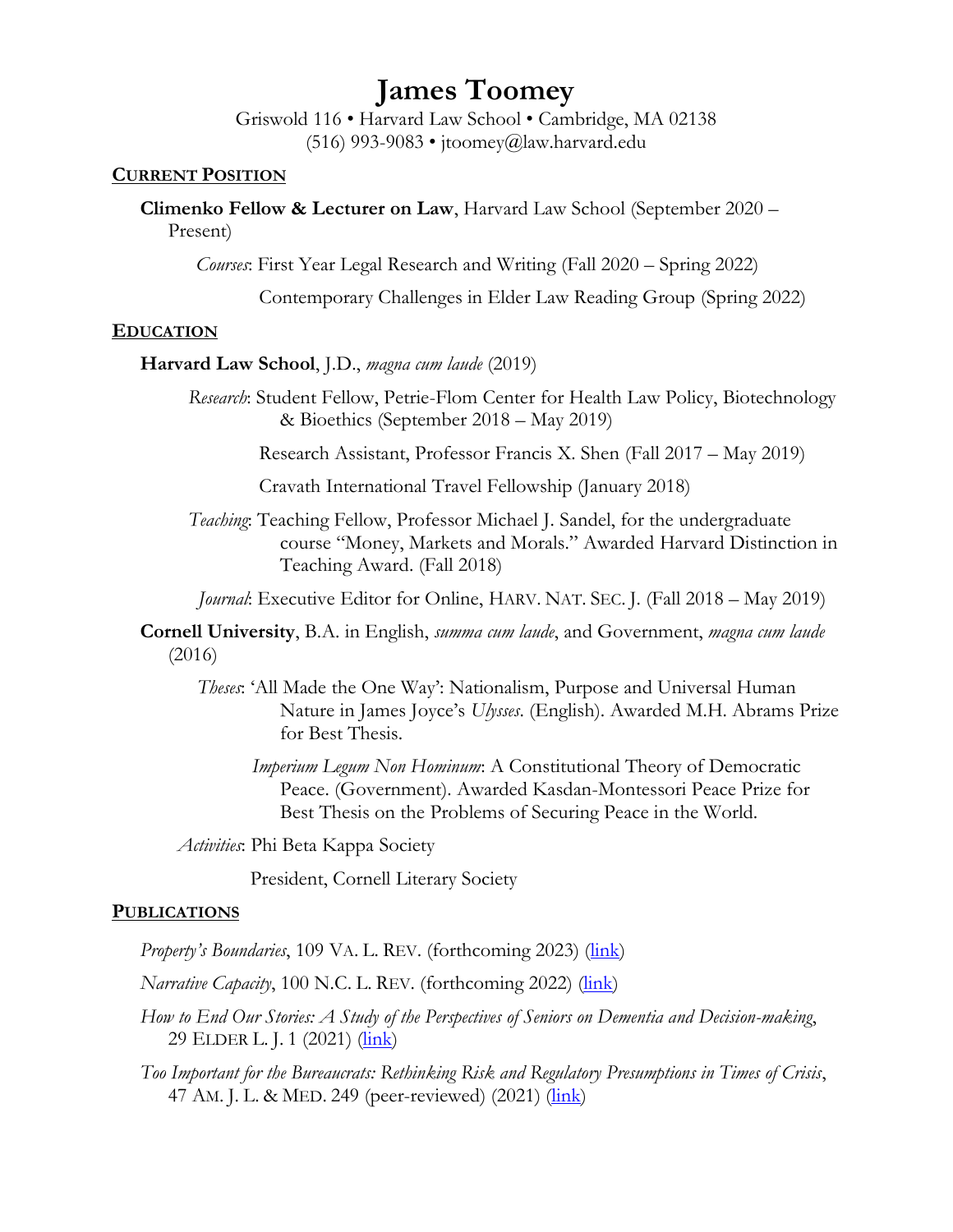# James Toomey

Griswold 116 • Harvard Law School • Cambridge, MA 02138
(516) 993-9083 • jtoomey@law.harvard.edu

## CURRENT POSITION

**Climenko Fellow & Lecturer on Law**, Harvard Law School (September 2020 – Present)

*Courses*: First Year Legal Research and Writing (Fall 2020 – Spring 2022)

Contemporary Challenges in Elder Law Reading Group (Spring 2022)

## EDUCATION

**Harvard Law School**, J.D., *magna cum laude* (2019)

*Research*: Student Fellow, Petrie-Flom Center for Health Law Policy, Biotechnology & Bioethics (September 2018 – May 2019)

Research Assistant, Professor Francis X. Shen (Fall 2017 – May 2019)

Cravath International Travel Fellowship (January 2018)

*Teaching*: Teaching Fellow, Professor Michael J. Sandel, for the undergraduate course "Money, Markets and Morals." Awarded Harvard Distinction in Teaching Award. (Fall 2018)

*Journal*: Executive Editor for Online, HARV. NAT. SEC. J. (Fall 2018 – May 2019)

**Cornell University**, B.A. in English, *summa cum laude*, and Government, *magna cum laude* (2016)

*Theses*: 'All Made the One Way': Nationalism, Purpose and Universal Human Nature in James Joyce's *Ulysses*. (English). Awarded M.H. Abrams Prize for Best Thesis.

*Imperium Legum Non Hominum*: A Constitutional Theory of Democratic Peace. (Government). Awarded Kasdan-Montessori Peace Prize for Best Thesis on the Problems of Securing Peace in the World.

*Activities*: Phi Beta Kappa Society

President, Cornell Literary Society

## PUBLICATIONS

*Property's Boundaries*, 109 VA. L. REV. (forthcoming 2023) (link)

*Narrative Capacity*, 100 N.C. L. REV. (forthcoming 2022) (link)

*How to End Our Stories: A Study of the Perspectives of Seniors on Dementia and Decision-making*, 29 ELDER L. J. 1 (2021) (link)

*Too Important for the Bureaucrats: Rethinking Risk and Regulatory Presumptions in Times of Crisis*, 47 AM. J. L. & MED. 249 (peer-reviewed) (2021) (link)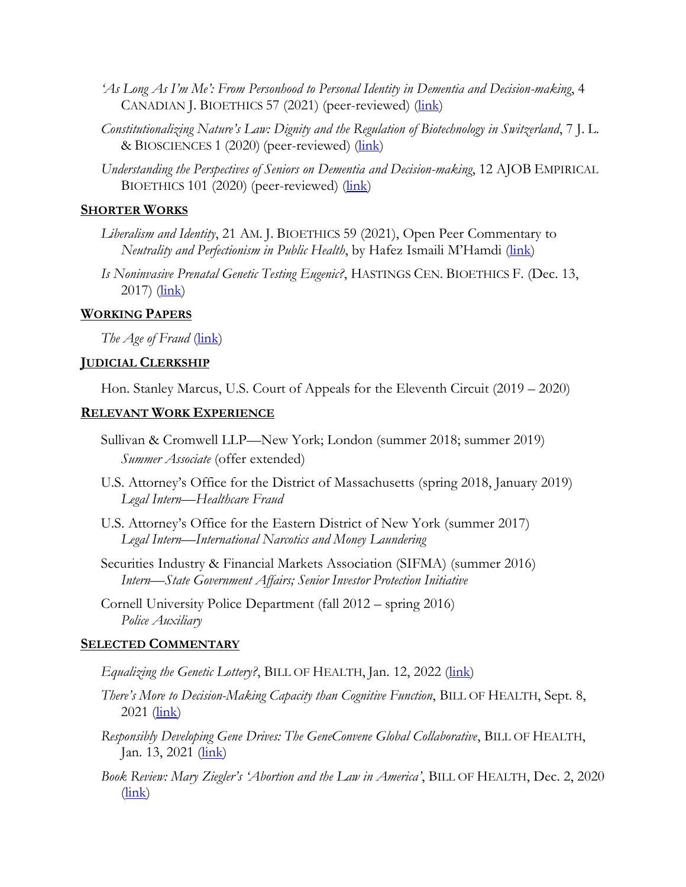*'As Long As I'm Me': From Personhood to Personal Identity in Dementia and Decision-making*, 4 CANADIAN J. BIOETHICS 57 (2021) (peer-reviewed) (link)

*Constitutionalizing Nature's Law: Dignity and the Regulation of Biotechnology in Switzerland*, 7 J. L. & BIOSCIENCES 1 (2020) (peer-reviewed) (link)

*Understanding the Perspectives of Seniors on Dementia and Decision-making*, 12 AJOB EMPIRICAL BIOETHICS 101 (2020) (peer-reviewed) (link)

## SHORTER WORKS

*Liberalism and Identity*, 21 AM. J. BIOETHICS 59 (2021), Open Peer Commentary to *Neutrality and Perfectionism in Public Health*, by Hafez Ismaili M'Hamdi (link)

*Is Noninvasive Prenatal Genetic Testing Eugenic?*, HASTINGS CEN. BIOETHICS F. (Dec. 13, 2017) (link)

## WORKING PAPERS

*The Age of Fraud* (link)

## JUDICIAL CLERKSHIP

Hon. Stanley Marcus, U.S. Court of Appeals for the Eleventh Circuit (2019 – 2020)

## RELEVANT WORK EXPERIENCE

Sullivan & Cromwell LLP—New York; London (summer 2018; summer 2019)
*Summer Associate* (offer extended)

U.S. Attorney's Office for the District of Massachusetts (spring 2018, January 2019)
*Legal Intern—Healthcare Fraud*

U.S. Attorney's Office for the Eastern District of New York (summer 2017)
*Legal Intern—International Narcotics and Money Laundering*

Securities Industry & Financial Markets Association (SIFMA) (summer 2016)
*Intern—State Government Affairs; Senior Investor Protection Initiative*

Cornell University Police Department (fall 2012 – spring 2016)
*Police Auxiliary*

## SELECTED COMMENTARY

*Equalizing the Genetic Lottery?*, BILL OF HEALTH, Jan. 12, 2022 (link)

*There's More to Decision-Making Capacity than Cognitive Function*, BILL OF HEALTH, Sept. 8, 2021 (link)

*Responsibly Developing Gene Drives: The GeneConvene Global Collaborative*, BILL OF HEALTH, Jan. 13, 2021 (link)

*Book Review: Mary Ziegler's 'Abortion and the Law in America'*, BILL OF HEALTH, Dec. 2, 2020 (link)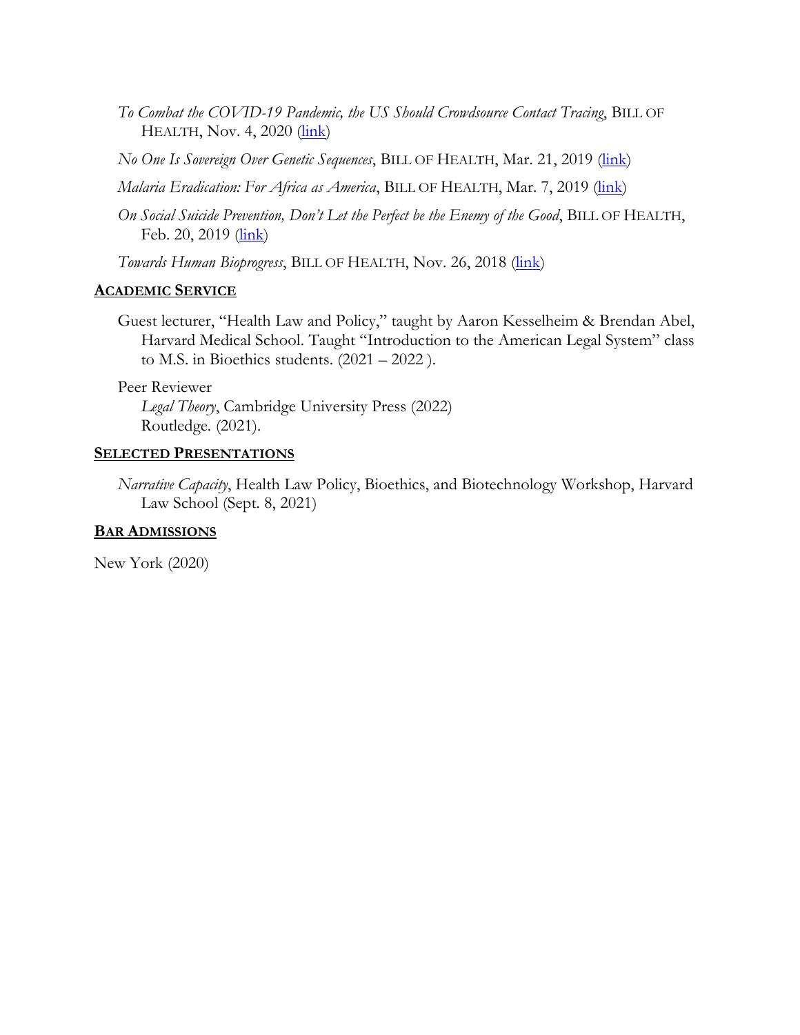*To Combat the COVID-19 Pandemic, the US Should Crowdsource Contact Tracing*, BILL OF HEALTH, Nov. 4, 2020 (link)

*No One Is Sovereign Over Genetic Sequences*, BILL OF HEALTH, Mar. 21, 2019 (link)

*Malaria Eradication: For Africa as America*, BILL OF HEALTH, Mar. 7, 2019 (link)

*On Social Suicide Prevention, Don't Let the Perfect be the Enemy of the Good*, BILL OF HEALTH, Feb. 20, 2019 (link)

*Towards Human Bioprogress*, BILL OF HEALTH, Nov. 26, 2018 (link)

## ACADEMIC SERVICE

Guest lecturer, "Health Law and Policy," taught by Aaron Kesselheim & Brendan Abel, Harvard Medical School. Taught "Introduction to the American Legal System" class to M.S. in Bioethics students. (2021 – 2022 ).

Peer Reviewer
*Legal Theory*, Cambridge University Press (2022)
Routledge. (2021).

## SELECTED PRESENTATIONS

*Narrative Capacity*, Health Law Policy, Bioethics, and Biotechnology Workshop, Harvard Law School (Sept. 8, 2021)

## BAR ADMISSIONS

New York (2020)